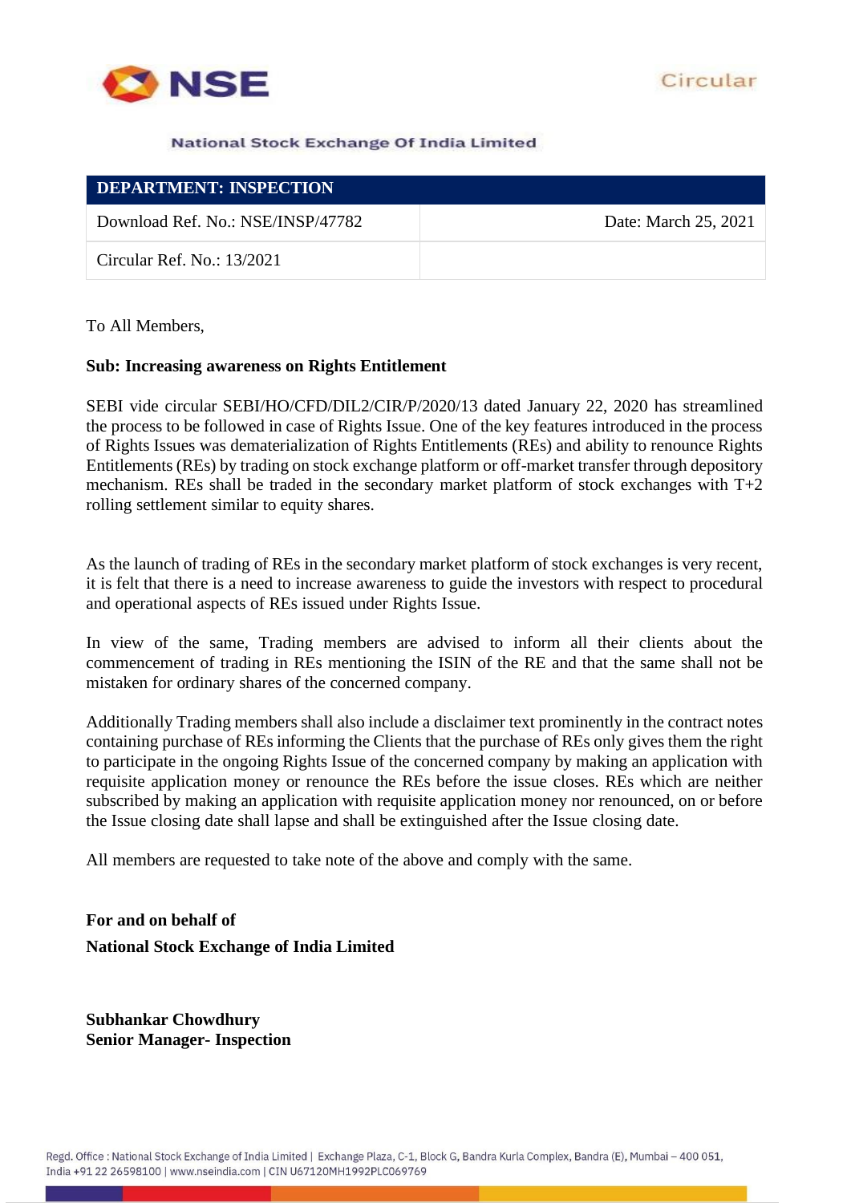NSE

Circular

National Stock Exchange Of India Limited

| DEPARTMENT: INSPECTION | |
|---|---|
| Download Ref. No.: NSE/INSP/47782 | Date: March 25, 2021 |
| Circular Ref. No.: 13/2021 | |

To All Members,

**Sub: Increasing awareness on Rights Entitlement**

SEBI vide circular SEBI/HO/CFD/DIL2/CIR/P/2020/13 dated January 22, 2020 has streamlined the process to be followed in case of Rights Issue. One of the key features introduced in the process of Rights Issues was dematerialization of Rights Entitlements (REs) and ability to renounce Rights Entitlements (REs) by trading on stock exchange platform or off-market transfer through depository mechanism. REs shall be traded in the secondary market platform of stock exchanges with T+2 rolling settlement similar to equity shares.

As the launch of trading of REs in the secondary market platform of stock exchanges is very recent, it is felt that there is a need to increase awareness to guide the investors with respect to procedural and operational aspects of REs issued under Rights Issue.

In view of the same, Trading members are advised to inform all their clients about the commencement of trading in REs mentioning the ISIN of the RE and that the same shall not be mistaken for ordinary shares of the concerned company.

Additionally Trading members shall also include a disclaimer text prominently in the contract notes containing purchase of REs informing the Clients that the purchase of REs only gives them the right to participate in the ongoing Rights Issue of the concerned company by making an application with requisite application money or renounce the REs before the issue closes. REs which are neither subscribed by making an application with requisite application money nor renounced, on or before the Issue closing date shall lapse and shall be extinguished after the Issue closing date.

All members are requested to take note of the above and comply with the same.

**For and on behalf of**
**National Stock Exchange of India Limited**

**Subhankar Chowdhury**
**Senior Manager- Inspection**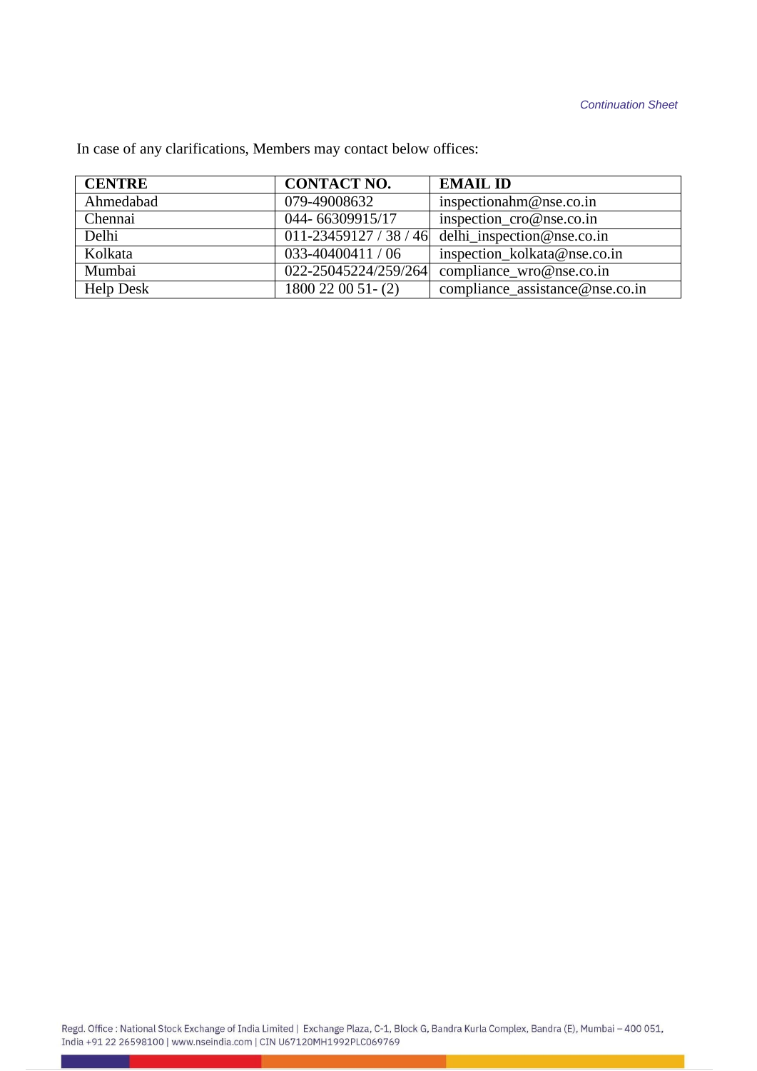In case of any clarifications, Members may contact below offices:

| CENTRE | CONTACT NO. | EMAIL ID |
| --- | --- | --- |
| Ahmedabad | 079-49008632 | inspectionahm@nse.co.in |
| Chennai | 044- 66309915/17 | inspection_cro@nse.co.in |
| Delhi | 011-23459127 / 38 / 46 | delhi_inspection@nse.co.in |
| Kolkata | 033-40400411 / 06 | inspection_kolkata@nse.co.in |
| Mumbai | 022-25045224/259/264 | compliance_wro@nse.co.in |
| Help Desk | 1800 22 00 51- (2) | compliance_assistance@nse.co.in |